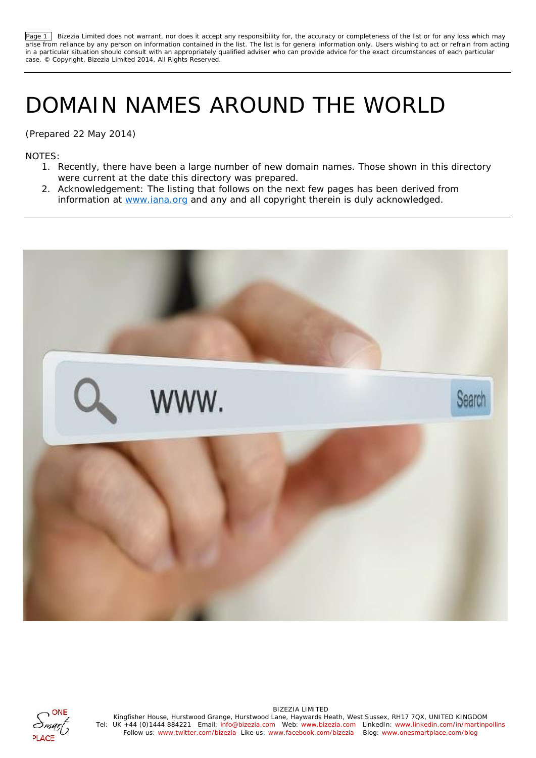Page 1 Bizezia Limited does not warrant, nor does it accept any responsibility for, the accuracy or completeness of the list or for any loss which may arise from reliance by any person on information contained in the list. The list is for general information only. Users wishing to act or refrain from acting in a particular situation should consult with an appropriately qualified adviser who can provide advice for the exact circumstances of each particular case. © Copyright, Bizezia Limited 2014, All Rights Reserved.

# DOMAIN NAMES AROUND THE WORLD

(Prepared 22 May 2014)

NOTES:

1. Recently, there have been a large number of new domain names. Those shown in this directory were current at the date this directory was prepared.
2. Acknowledgement: The listing that follows on the next few pages has been derived from information at www.iana.org and any and all copyright therein is duly acknowledged.

BIZEZIA LIMITED
Kingfisher House, Hurstwood Grange, Hurstwood Lane, Haywards Heath, West Sussex, RH17 7QX, UNITED KINGDOM
Tel: UK +44 (0)1444 884221 Email: info@bizezia.com Web: www.bizezia.com LinkedIn: www.linkedin.com/in/martinpollins
Follow us: www.twitter.com/bizezia Like us: www.facebook.com/bizezia Blog: www.onesmartplace.com/blog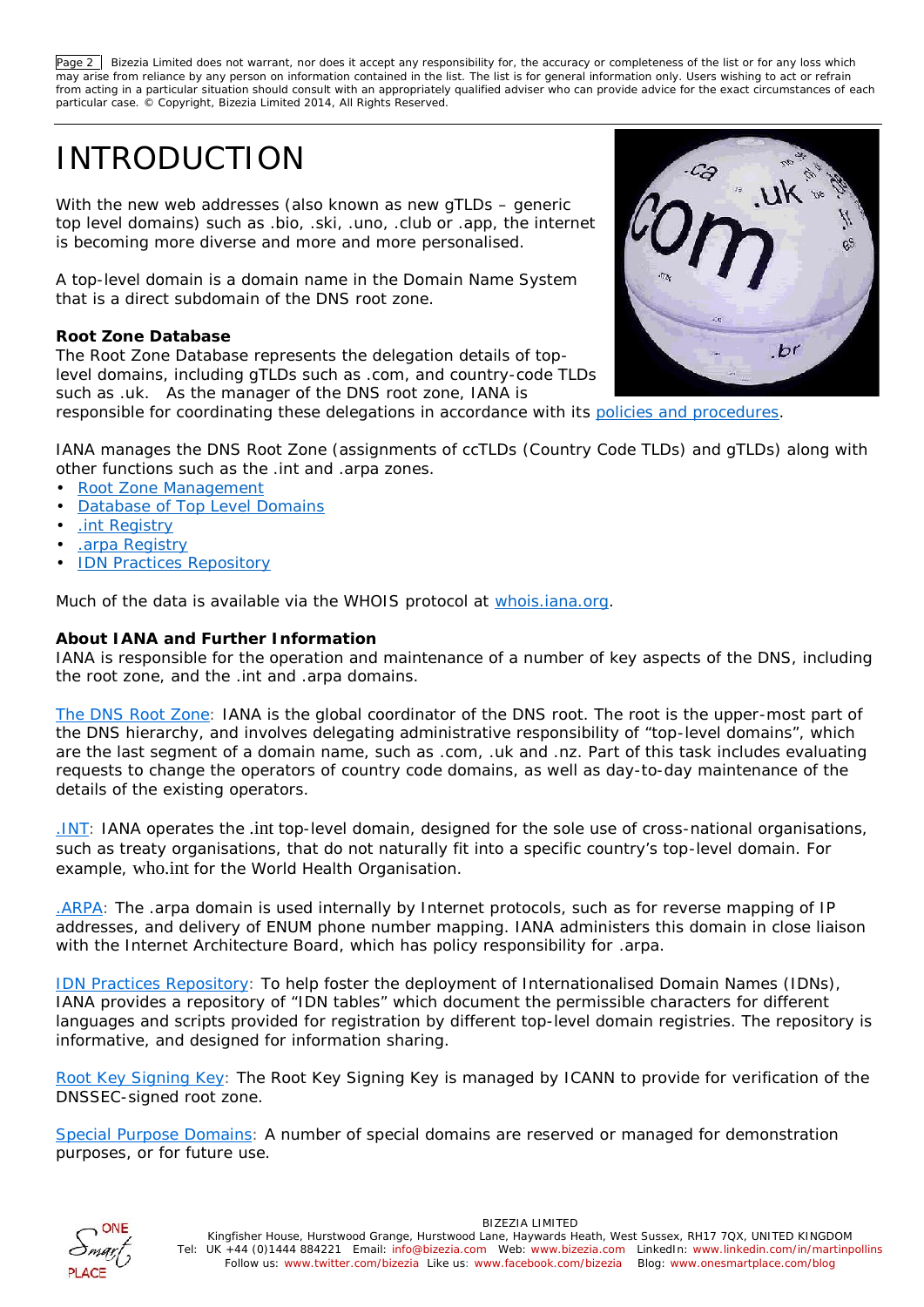Bizezia Limited does not warrant, nor does it accept any responsibility for, the accuracy or completeness of the list or for any loss which may arise from reliance by any person on information contained in the list. The list is for general information only. Users wishing to act or refrain from acting in a particular situation should consult with an appropriately qualified adviser who can provide advice for the exact circumstances of each particular case. © Copyright, Bizezia Limited 2014, All Rights Reserved.

# INTRODUCTION

With the new web addresses (also known as new gTLDs – generic top level domains) such as .bio, .ski, .uno, .club or .app, the internet is becoming more diverse and more personalised.

A top-level domain is a domain name in the Domain Name System that is a direct subdomain of the DNS root zone.

**Root Zone Database**

The Root Zone Database represents the delegation details of top-level domains, including gTLDs such as .com, and country-code TLDs such as .uk. As the manager of the DNS root zone, IANA is responsible for coordinating these delegations in accordance with its policies and procedures.

IANA manages the DNS Root Zone (assignments of ccTLDs (Country Code TLDs) and gTLDs) along with other functions such as the .int and .arpa zones.

- Root Zone Management
- Database of Top Level Domains
- .int Registry
- .arpa Registry
- IDN Practices Repository

Much of the data is available via the WHOIS protocol at whois.iana.org.

**About IANA and Further Information**

IANA is responsible for the operation and maintenance of a number of key aspects of the DNS, including the root zone, and the .int and .arpa domains.

The DNS Root Zone: IANA is the global coordinator of the DNS root. The root is the upper-most part of the DNS hierarchy, and involves delegating administrative responsibility of "top-level domains", which are the last segment of a domain name, such as .com, .uk and .nz. Part of this task includes evaluating requests to change the operators of country code domains, as well as day-to-day maintenance of the details of the existing operators.

.INT: IANA operates the .int top-level domain, designed for the sole use of cross-national organisations, such as treaty organisations, that do not naturally fit into a specific country's top-level domain. For example, who.int for the World Health Organisation.

.ARPA: The .arpa domain is used internally by Internet protocols, such as for reverse mapping of IP addresses, and delivery of ENUM phone number mapping. IANA administers this domain in close liaison with the Internet Architecture Board, which has policy responsibility for .arpa.

IDN Practices Repository: To help foster the deployment of Internationalised Domain Names (IDNs), IANA provides a repository of "IDN tables" which document the permissible characters for different languages and scripts provided for registration by different top-level domain registries. The repository is informative, and designed for information sharing.

Root Key Signing Key: The Root Key Signing Key is managed by ICANN to provide for verification of the DNSSEC-signed root zone.

Special Purpose Domains: A number of special domains are reserved or managed for demonstration purposes, or for future use.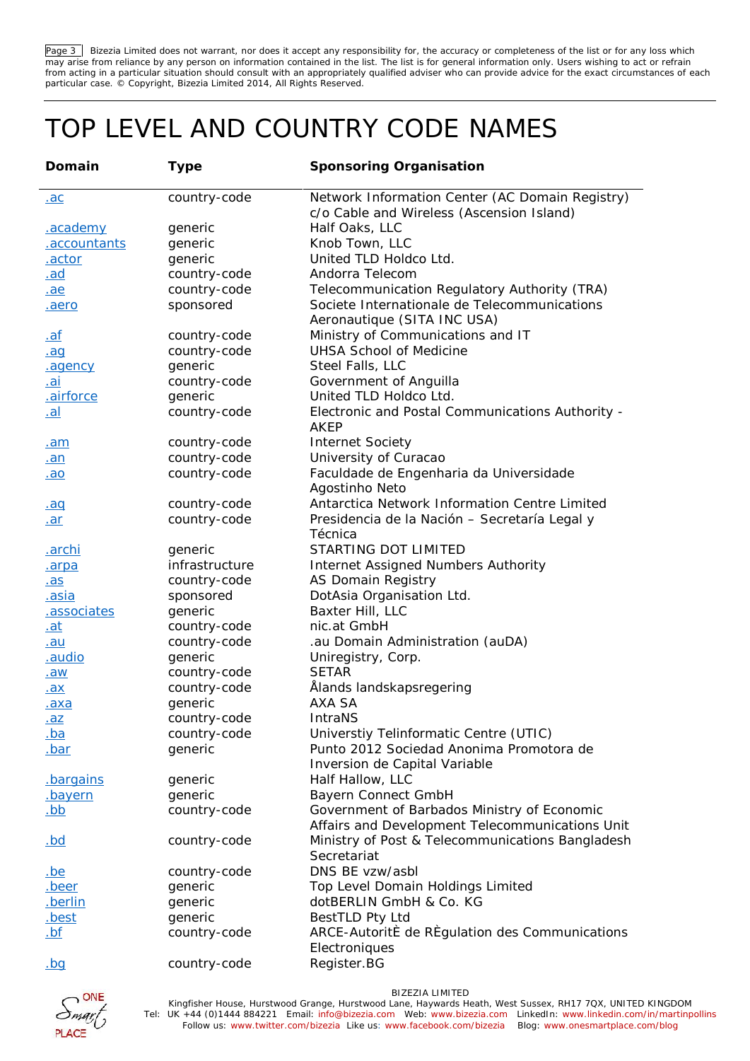# TOP LEVEL AND COUNTRY CODE NAMES

| Domain | Type | Sponsoring Organisation |
|---|---|---|
| .ac | country-code | Network Information Center (AC Domain Registry) c/o Cable and Wireless (Ascension Island) |
| .academy | generic | Half Oaks, LLC |
| .accountants | generic | Knob Town, LLC |
| .actor | generic | United TLD Holdco Ltd. |
| .ad | country-code | Andorra Telecom |
| .ae | country-code | Telecommunication Regulatory Authority (TRA) |
| .aero | sponsored | Societe Internationale de Telecommunications Aeronautique (SITA INC USA) |
| .af | country-code | Ministry of Communications and IT |
| .ag | country-code | UHSA School of Medicine |
| .agency | generic | Steel Falls, LLC |
| .ai | country-code | Government of Anguilla |
| .airforce | generic | United TLD Holdco Ltd. |
| .al | country-code | Electronic and Postal Communications Authority - AKEP |
| .am | country-code | Internet Society |
| .an | country-code | University of Curacao |
| .ao | country-code | Faculdade de Engenharia da Universidade Agostinho Neto |
| .aq | country-code | Antarctica Network Information Centre Limited |
| .ar | country-code | Presidencia de la Nación – Secretaría Legal y Técnica |
| .archi | generic | STARTING DOT LIMITED |
| .arpa | infrastructure | Internet Assigned Numbers Authority |
| .as | country-code | AS Domain Registry |
| .asia | sponsored | DotAsia Organisation Ltd. |
| .associates | generic | Baxter Hill, LLC |
| .at | country-code | nic.at GmbH |
| .au | country-code | .au Domain Administration (auDA) |
| .audio | generic | Uniregistry, Corp. |
| .aw | country-code | SETAR |
| .ax | country-code | Ålands landskapsregering |
| .axa | generic | AXA SA |
| .az | country-code | IntraNS |
| .ba | country-code | Universtiy Telinformatic Centre (UTIC) |
| .bar | generic | Punto 2012 Sociedad Anonima Promotora de Inversion de Capital Variable |
| .bargains | generic | Half Hallow, LLC |
| .bayern | generic | Bayern Connect GmbH |
| .bb | country-code | Government of Barbados Ministry of Economic Affairs and Development Telecommunications Unit |
| .bd | country-code | Ministry of Post & Telecommunications Bangladesh Secretariat |
| .be | country-code | DNS BE vzw/asbl |
| .beer | generic | Top Level Domain Holdings Limited |
| .berlin | generic | dotBERLIN GmbH & Co. KG |
| .best | generic | BestTLD Pty Ltd |
| .bf | country-code | ARCE-AutoritÈ de RÈgulation des Communications Electroniques |
| .bg | country-code | Register.BG |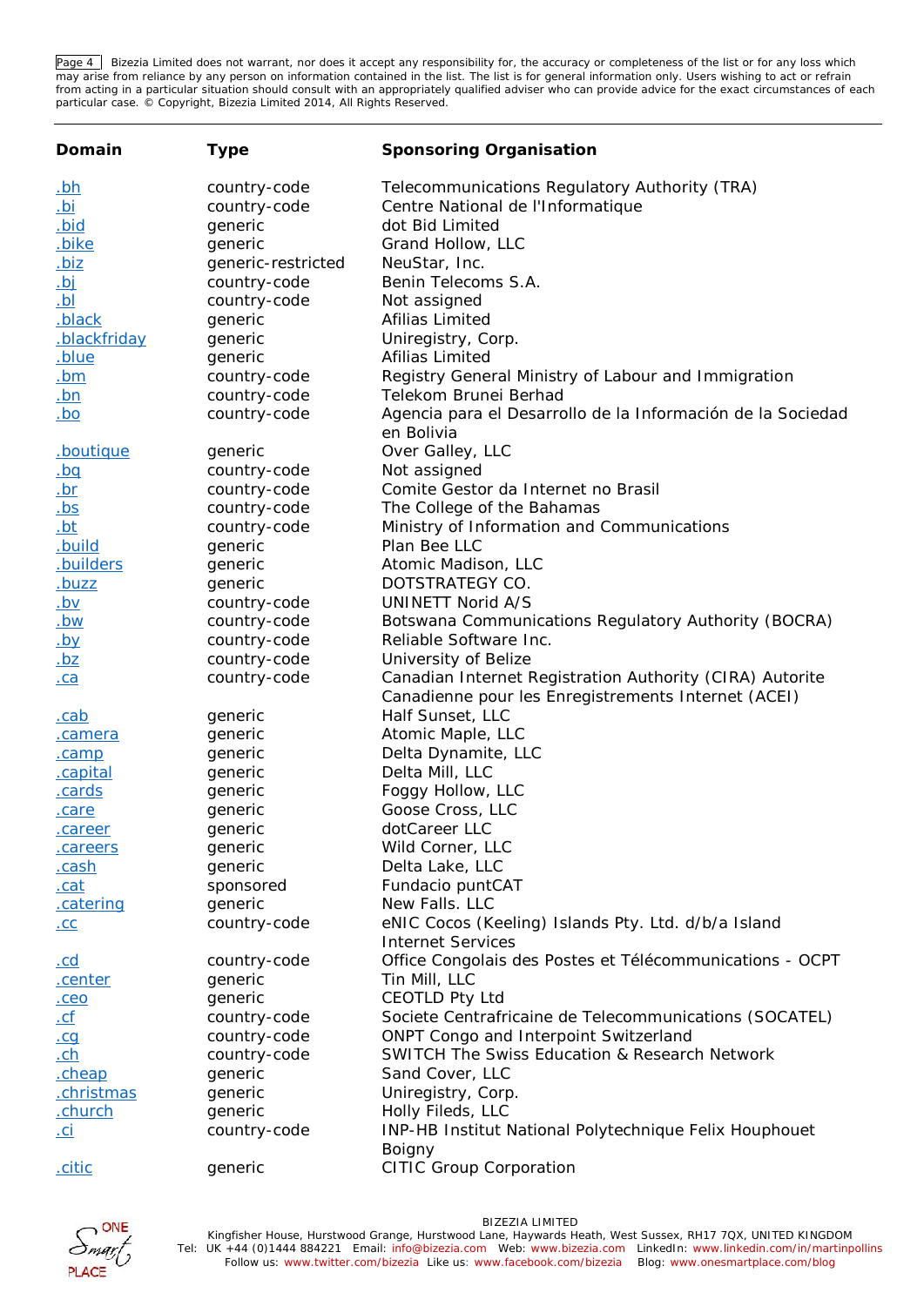| Domain | Type | Sponsoring Organisation |
|---|---|---|
| .bh | country-code | Telecommunications Regulatory Authority (TRA) |
| .bi | country-code | Centre National de l'Informatique |
| .bid | generic | dot Bid Limited |
| .bike | generic | Grand Hollow, LLC |
| .biz | generic-restricted | NeuStar, Inc. |
| .bj | country-code | Benin Telecoms S.A. |
| .bl | country-code | Not assigned |
| .black | generic | Afilias Limited |
| .blackfriday | generic | Uniregistry, Corp. |
| .blue | generic | Afilias Limited |
| .bm | country-code | Registry General Ministry of Labour and Immigration |
| .bn | country-code | Telekom Brunei Berhad |
| .bo | country-code | Agencia para el Desarrollo de la Información de la Sociedad en Bolivia |
| .boutique | generic | Over Galley, LLC |
| .bq | country-code | Not assigned |
| .br | country-code | Comite Gestor da Internet no Brasil |
| .bs | country-code | The College of the Bahamas |
| .bt | country-code | Ministry of Information and Communications |
| .build | generic | Plan Bee LLC |
| .builders | generic | Atomic Madison, LLC |
| .buzz | generic | DOTSTRATEGY CO. |
| .bv | country-code | UNINETT Norid A/S |
| .bw | country-code | Botswana Communications Regulatory Authority (BOCRA) |
| .by | country-code | Reliable Software Inc. |
| .bz | country-code | University of Belize |
| .ca | country-code | Canadian Internet Registration Authority (CIRA) Autorite Canadienne pour les Enregistrements Internet (ACEI) |
| .cab | generic | Half Sunset, LLC |
| .camera | generic | Atomic Maple, LLC |
| .camp | generic | Delta Dynamite, LLC |
| .capital | generic | Delta Mill, LLC |
| .cards | generic | Foggy Hollow, LLC |
| .care | generic | Goose Cross, LLC |
| .career | generic | dotCareer LLC |
| .careers | generic | Wild Corner, LLC |
| .cash | generic | Delta Lake, LLC |
| .cat | sponsored | Fundacio puntCAT |
| .catering | generic | New Falls. LLC |
| .cc | country-code | eNIC Cocos (Keeling) Islands Pty. Ltd. d/b/a Island Internet Services |
| .cd | country-code | Office Congolais des Postes et Télécommunications - OCPT |
| .center | generic | Tin Mill, LLC |
| .ceo | generic | CEOTLD Pty Ltd |
| .cf | country-code | Societe Centrafricaine de Telecommunications (SOCATEL) |
| .cg | country-code | ONPT Congo and Interpoint Switzerland |
| .ch | country-code | SWITCH The Swiss Education & Research Network |
| .cheap | generic | Sand Cover, LLC |
| .christmas | generic | Uniregistry, Corp. |
| .church | generic | Holly Fileds, LLC |
| .ci | country-code | INP-HB Institut National Polytechnique Felix Houphouet Boigny |
| .citic | generic | CITIC Group Corporation |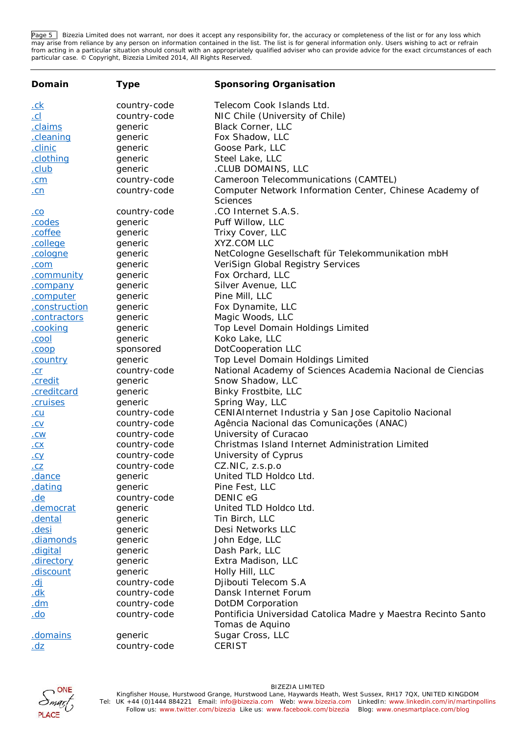Bizezia Limited does not warrant, nor does it accept any responsibility for, the accuracy or completeness of the list or for any loss which may arise from reliance by any person on information contained in the list. The list is for general information only. Users wishing to act or refrain from acting in a particular situation should consult with an appropriately qualified adviser who can provide advice for the exact circumstances of each particular case. © Copyright, Bizezia Limited 2014, All Rights Reserved.

| Domain | Type | Sponsoring Organisation |
|---|---|---|
| .ck | country-code | Telecom Cook Islands Ltd. |
| .cl | country-code | NIC Chile (University of Chile) |
| .claims | generic | Black Corner, LLC |
| .cleaning | generic | Fox Shadow, LLC |
| .clinic | generic | Goose Park, LLC |
| .clothing | generic | Steel Lake, LLC |
| .club | generic | .CLUB DOMAINS, LLC |
| .cm | country-code | Cameroon Telecommunications (CAMTEL) |
| .cn | country-code | Computer Network Information Center, Chinese Academy of Sciences |
| .co | country-code | .CO Internet S.A.S. |
| .codes | generic | Puff Willow, LLC |
| .coffee | generic | Trixy Cover, LLC |
| .college | generic | XYZ.COM LLC |
| .cologne | generic | NetCologne Gesellschaft für Telekommunikation mbH |
| .com | generic | VeriSign Global Registry Services |
| .community | generic | Fox Orchard, LLC |
| .company | generic | Silver Avenue, LLC |
| .computer | generic | Pine Mill, LLC |
| .construction | generic | Fox Dynamite, LLC |
| .contractors | generic | Magic Woods, LLC |
| .cooking | generic | Top Level Domain Holdings Limited |
| .cool | generic | Koko Lake, LLC |
| .coop | sponsored | DotCooperation LLC |
| .country | generic | Top Level Domain Holdings Limited |
| .cr | country-code | National Academy of Sciences Academia Nacional de Ciencias |
| .credit | generic | Snow Shadow, LLC |
| .creditcard | generic | Binky Frostbite, LLC |
| .cruises | generic | Spring Way, LLC |
| .cu | country-code | CENIAInternet Industria y San Jose Capitolio Nacional |
| .cv | country-code | Agência Nacional das Comunicações (ANAC) |
| .cw | country-code | University of Curacao |
| .cx | country-code | Christmas Island Internet Administration Limited |
| .cy | country-code | University of Cyprus |
| .cz | country-code | CZ.NIC, z.s.p.o |
| .dance | generic | United TLD Holdco Ltd. |
| .dating | generic | Pine Fest, LLC |
| .de | country-code | DENIC eG |
| .democrat | generic | United TLD Holdco Ltd. |
| .dental | generic | Tin Birch, LLC |
| .desi | generic | Desi Networks LLC |
| .diamonds | generic | John Edge, LLC |
| .digital | generic | Dash Park, LLC |
| .directory | generic | Extra Madison, LLC |
| .discount | generic | Holly Hill, LLC |
| .dj | country-code | Djibouti Telecom S.A |
| .dk | country-code | Dansk Internet Forum |
| .dm | country-code | DotDM Corporation |
| .do | country-code | Pontificia Universidad Catolica Madre y Maestra Recinto Santo Tomas de Aquino |
| .domains | generic | Sugar Cross, LLC |
| .dz | country-code | CERIST |

BIZEZIA LIMITED
Kingfisher House, Hurstwood Grange, Hurstwood Lane, Haywards Heath, West Sussex, RH17 7QX, UNITED KINGDOM
Tel: UK +44 (0)1444 884221 Email: info@bizezia.com Web: www.bizezia.com LinkedIn: www.linkedin.com/in/martinpollins
Follow us: www.twitter.com/bizezia Like us: www.facebook.com/bizezia Blog: www.onesmartplace.com/blog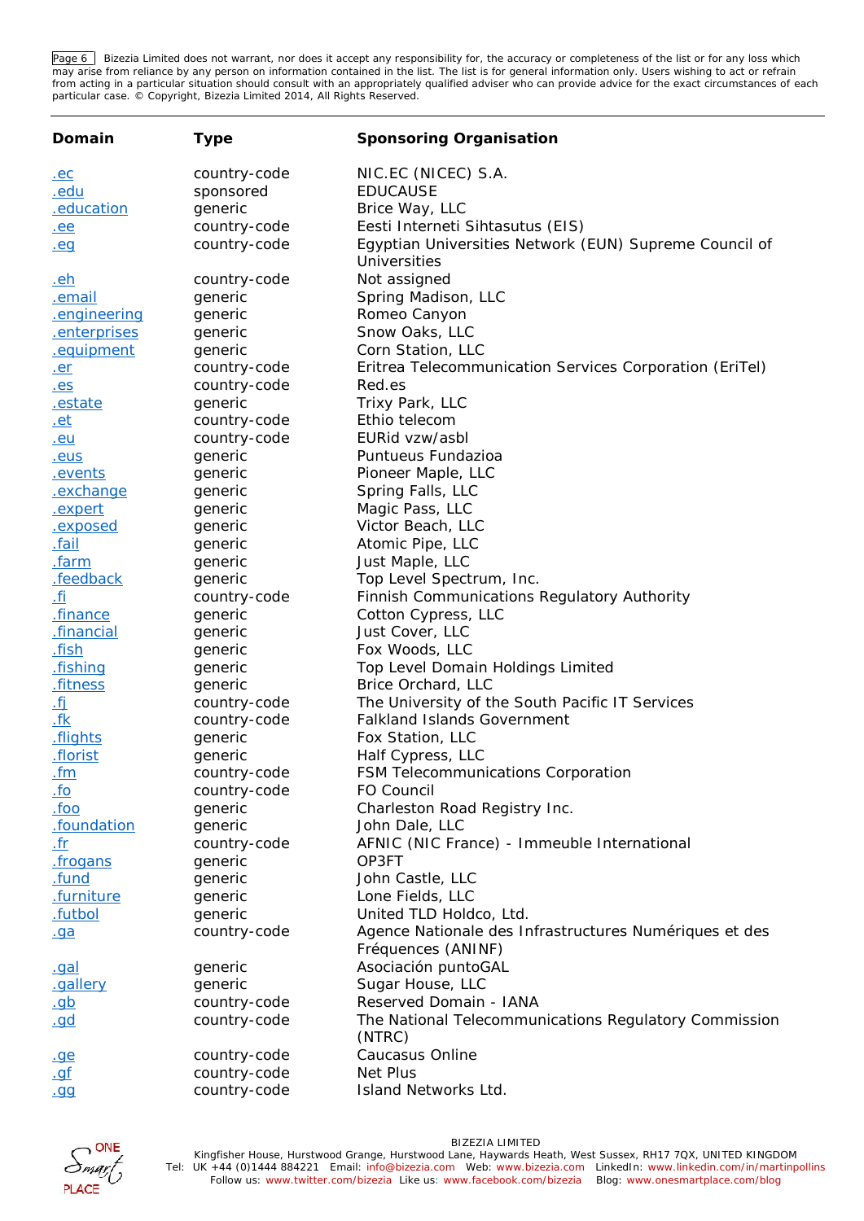| Domain | Type | Sponsoring Organisation |
|---|---|---|
| .ec | country-code | NIC.EC (NICEC) S.A. |
| .edu | sponsored | EDUCAUSE |
| .education | generic | Brice Way, LLC |
| .ee | country-code | Eesti Interneti Sihtasutus (EIS) |
| .eg | country-code | Egyptian Universities Network (EUN) Supreme Council of Universities |
| .eh | country-code | Not assigned |
| .email | generic | Spring Madison, LLC |
| .engineering | generic | Romeo Canyon |
| .enterprises | generic | Snow Oaks, LLC |
| .equipment | generic | Corn Station, LLC |
| .er | country-code | Eritrea Telecommunication Services Corporation (EriTel) |
| .es | country-code | Red.es |
| .estate | generic | Trixy Park, LLC |
| .et | country-code | Ethio telecom |
| .eu | country-code | EURid vzw/asbl |
| .eus | generic | Puntueus Fundazioa |
| .events | generic | Pioneer Maple, LLC |
| .exchange | generic | Spring Falls, LLC |
| .expert | generic | Magic Pass, LLC |
| .exposed | generic | Victor Beach, LLC |
| .fail | generic | Atomic Pipe, LLC |
| .farm | generic | Just Maple, LLC |
| .feedback | generic | Top Level Spectrum, Inc. |
| .fi | country-code | Finnish Communications Regulatory Authority |
| .finance | generic | Cotton Cypress, LLC |
| .financial | generic | Just Cover, LLC |
| .fish | generic | Fox Woods, LLC |
| .fishing | generic | Top Level Domain Holdings Limited |
| .fitness | generic | Brice Orchard, LLC |
| .fj | country-code | The University of the South Pacific IT Services |
| .fk | country-code | Falkland Islands Government |
| .flights | generic | Fox Station, LLC |
| .florist | generic | Half Cypress, LLC |
| .fm | country-code | FSM Telecommunications Corporation |
| .fo | country-code | FO Council |
| .foo | generic | Charleston Road Registry Inc. |
| .foundation | generic | John Dale, LLC |
| .fr | country-code | AFNIC (NIC France) - Immeuble International |
| .frogans | generic | OP3FT |
| .fund | generic | John Castle, LLC |
| .furniture | generic | Lone Fields, LLC |
| .futbol | generic | United TLD Holdco, Ltd. |
| .ga | country-code | Agence Nationale des Infrastructures Numériques et des Fréquences (ANINF) |
| .gal | generic | Asociación puntoGAL |
| .gallery | generic | Sugar House, LLC |
| .gb | country-code | Reserved Domain - IANA |
| .gd | country-code | The National Telecommunications Regulatory Commission (NTRC) |
| .ge | country-code | Caucasus Online |
| .gf | country-code | Net Plus |
| .gg | country-code | Island Networks Ltd. |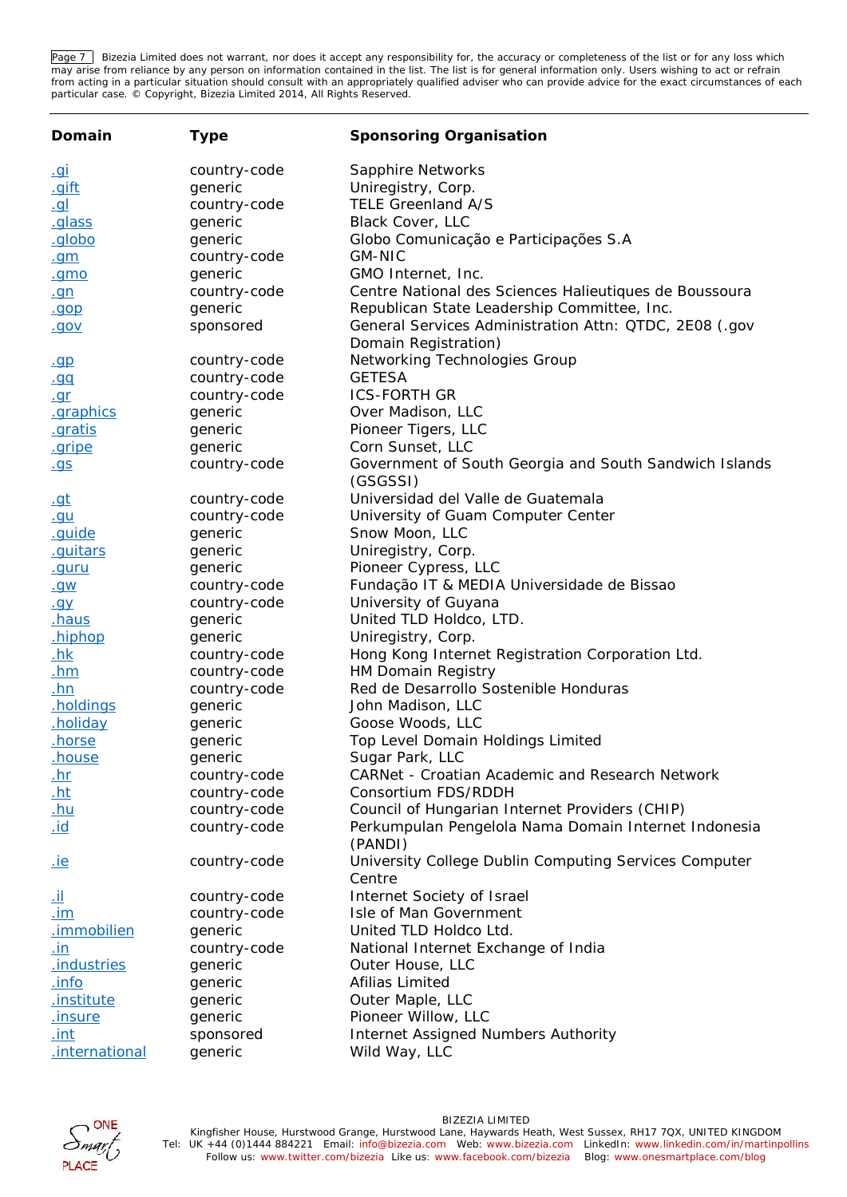Bizezia Limited does not warrant, nor does it accept any responsibility for, the accuracy or completeness of the list or for any loss which may arise from reliance by any person on information contained in the list. The list is for general information only. Users wishing to act or refrain from acting in a particular situation should consult with an appropriately qualified adviser who can provide advice for the exact circumstances of each particular case. © Copyright, Bizezia Limited 2014, All Rights Reserved.

| Domain | Type | Sponsoring Organisation |
|---|---|---|
| .gi | country-code | Sapphire Networks |
| .gift | generic | Uniregistry, Corp. |
| .gl | country-code | TELE Greenland A/S |
| .glass | generic | Black Cover, LLC |
| .globo | generic | Globo Comunicação e Participações S.A |
| .gm | country-code | GM-NIC |
| .gmo | generic | GMO Internet, Inc. |
| .gn | country-code | Centre National des Sciences Halieutiques de Boussoura |
| .gop | generic | Republican State Leadership Committee, Inc. |
| .gov | sponsored | General Services Administration Attn: QTDC, 2E08 (.gov Domain Registration) |
| .gp | country-code | Networking Technologies Group |
| .gq | country-code | GETESA |
| .gr | country-code | ICS-FORTH GR |
| .graphics | generic | Over Madison, LLC |
| .gratis | generic | Pioneer Tigers, LLC |
| .gripe | generic | Corn Sunset, LLC |
| .gs | country-code | Government of South Georgia and South Sandwich Islands (GSGSSI) |
| .gt | country-code | Universidad del Valle de Guatemala |
| .gu | country-code | University of Guam Computer Center |
| .guide | generic | Snow Moon, LLC |
| .guitars | generic | Uniregistry, Corp. |
| .guru | generic | Pioneer Cypress, LLC |
| .gw | country-code | Fundação IT & MEDIA Universidade de Bissao |
| .gy | country-code | University of Guyana |
| .haus | generic | United TLD Holdco, LTD. |
| .hiphop | generic | Uniregistry, Corp. |
| .hk | country-code | Hong Kong Internet Registration Corporation Ltd. |
| .hm | country-code | HM Domain Registry |
| .hn | country-code | Red de Desarrollo Sostenible Honduras |
| .holdings | generic | John Madison, LLC |
| .holiday | generic | Goose Woods, LLC |
| .horse | generic | Top Level Domain Holdings Limited |
| .house | generic | Sugar Park, LLC |
| .hr | country-code | CARNet - Croatian Academic and Research Network |
| .ht | country-code | Consortium FDS/RDDH |
| .hu | country-code | Council of Hungarian Internet Providers (CHIP) |
| .id | country-code | Perkumpulan Pengelola Nama Domain Internet Indonesia (PANDI) |
| .ie | country-code | University College Dublin Computing Services Computer Centre |
| .il | country-code | Internet Society of Israel |
| .im | country-code | Isle of Man Government |
| .immobilien | generic | United TLD Holdco Ltd. |
| .in | country-code | National Internet Exchange of India |
| .industries | generic | Outer House, LLC |
| .info | generic | Afilias Limited |
| .institute | generic | Outer Maple, LLC |
| .insure | generic | Pioneer Willow, LLC |
| .int | sponsored | Internet Assigned Numbers Authority |
| .international | generic | Wild Way, LLC |

BIZEZIA LIMITED
Kingfisher House, Hurstwood Grange, Hurstwood Lane, Haywards Heath, West Sussex, RH17 7QX, UNITED KINGDOM
Tel: UK +44 (0)1444 884221 Email: info@bizezia.com Web: www.bizezia.com LinkedIn: www.linkedin.com/in/martinpollins
Follow us: www.twitter.com/bizezia Like us: www.facebook.com/bizezia Blog: www.onesmartplace.com/blog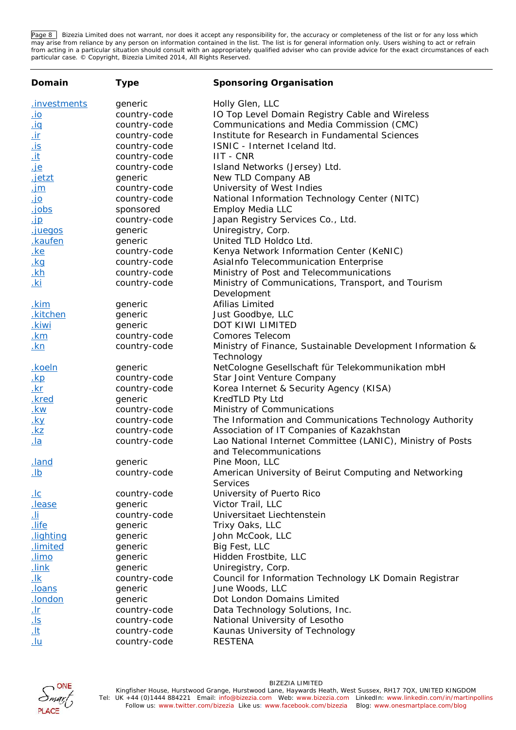Bizezia Limited does not warrant, nor does it accept any responsibility for, the accuracy or completeness of the list or for any loss which may arise from reliance by any person on information contained in the list. The list is for general information only. Users wishing to act or refrain from acting in a particular situation should consult with an appropriately qualified adviser who can provide advice for the exact circumstances of each particular case. © Copyright, Bizezia Limited 2014, All Rights Reserved.

| Domain | Type | Sponsoring Organisation |
|---|---|---|
| .investments | generic | Holly Glen, LLC |
| .io | country-code | IO Top Level Domain Registry Cable and Wireless |
| .iq | country-code | Communications and Media Commission (CMC) |
| .ir | country-code | Institute for Research in Fundamental Sciences |
| .is | country-code | ISNIC - Internet Iceland ltd. |
| .it | country-code | IIT - CNR |
| .je | country-code | Island Networks (Jersey) Ltd. |
| .jetzt | generic | New TLD Company AB |
| .jm | country-code | University of West Indies |
| .jo | country-code | National Information Technology Center (NITC) |
| .jobs | sponsored | Employ Media LLC |
| .jp | country-code | Japan Registry Services Co., Ltd. |
| .juegos | generic | Uniregistry, Corp. |
| .kaufen | generic | United TLD Holdco Ltd. |
| .ke | country-code | Kenya Network Information Center (KeNIC) |
| .kg | country-code | AsiaInfo Telecommunication Enterprise |
| .kh | country-code | Ministry of Post and Telecommunications |
| .ki | country-code | Ministry of Communications, Transport, and Tourism Development |
| .kim | generic | Afilias Limited |
| .kitchen | generic | Just Goodbye, LLC |
| .kiwi | generic | DOT KIWI LIMITED |
| .km | country-code | Comores Telecom |
| .kn | country-code | Ministry of Finance, Sustainable Development Information & Technology |
| .koeln | generic | NetCologne Gesellschaft für Telekommunikation mbH |
| .kp | country-code | Star Joint Venture Company |
| .kr | country-code | Korea Internet & Security Agency (KISA) |
| .kred | generic | KredTLD Pty Ltd |
| .kw | country-code | Ministry of Communications |
| .ky | country-code | The Information and Communications Technology Authority |
| .kz | country-code | Association of IT Companies of Kazakhstan |
| .la | country-code | Lao National Internet Committee (LANIC), Ministry of Posts and Telecommunications |
| .land | generic | Pine Moon, LLC |
| .lb | country-code | American University of Beirut Computing and Networking Services |
| .lc | country-code | University of Puerto Rico |
| .lease | generic | Victor Trail, LLC |
| .li | country-code | Universitaet Liechtenstein |
| .life | generic | Trixy Oaks, LLC |
| .lighting | generic | John McCook, LLC |
| .limited | generic | Big Fest, LLC |
| .limo | generic | Hidden Frostbite, LLC |
| .link | generic | Uniregistry, Corp. |
| .lk | country-code | Council for Information Technology LK Domain Registrar |
| .loans | generic | June Woods, LLC |
| .london | generic | Dot London Domains Limited |
| .lr | country-code | Data Technology Solutions, Inc. |
| .ls | country-code | National University of Lesotho |
| .lt | country-code | Kaunas University of Technology |
| .lu | country-code | RESTENA |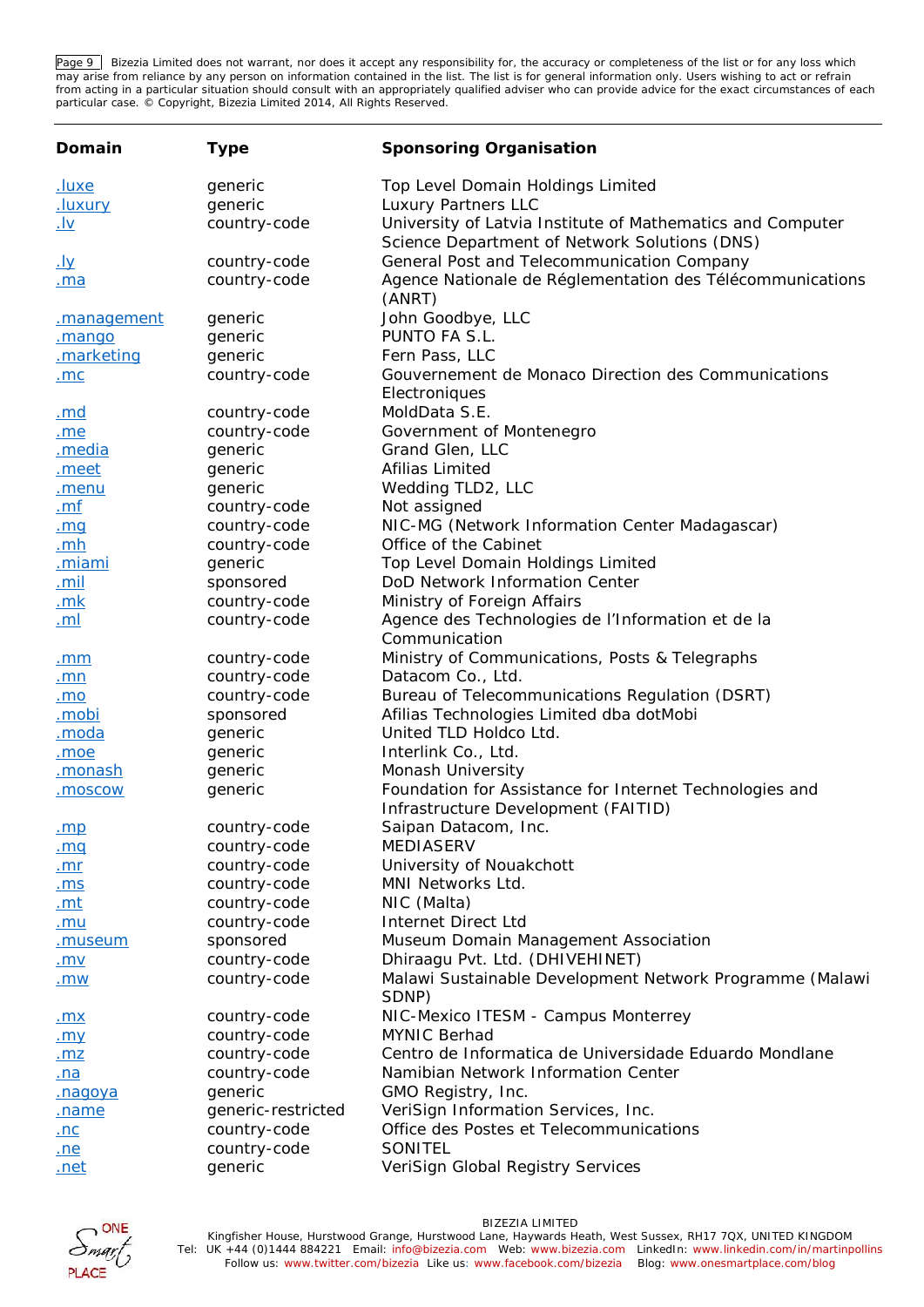| Domain | Type | Sponsoring Organisation |
|---|---|---|
| .luxe | generic | Top Level Domain Holdings Limited |
| .luxury | generic | Luxury Partners LLC |
| .lv | country-code | University of Latvia Institute of Mathematics and Computer Science Department of Network Solutions (DNS) |
| .ly | country-code | General Post and Telecommunication Company |
| .ma | country-code | Agence Nationale de Réglementation des Télécommunications (ANRT) |
| .management | generic | John Goodbye, LLC |
| .mango | generic | PUNTO FA S.L. |
| .marketing | generic | Fern Pass, LLC |
| .mc | country-code | Gouvernement de Monaco Direction des Communications Electroniques |
| .md | country-code | MoldData S.E. |
| .me | country-code | Government of Montenegro |
| .media | generic | Grand Glen, LLC |
| .meet | generic | Afilias Limited |
| .menu | generic | Wedding TLD2, LLC |
| .mf | country-code | Not assigned |
| .mg | country-code | NIC-MG (Network Information Center Madagascar) |
| .mh | country-code | Office of the Cabinet |
| .miami | generic | Top Level Domain Holdings Limited |
| .mil | sponsored | DoD Network Information Center |
| .mk | country-code | Ministry of Foreign Affairs |
| .ml | country-code | Agence des Technologies de l'Information et de la Communication |
| .mm | country-code | Ministry of Communications, Posts & Telegraphs |
| .mn | country-code | Datacom Co., Ltd. |
| .mo | country-code | Bureau of Telecommunications Regulation (DSRT) |
| .mobi | sponsored | Afilias Technologies Limited dba dotMobi |
| .moda | generic | United TLD Holdco Ltd. |
| .moe | generic | Interlink Co., Ltd. |
| .monash | generic | Monash University |
| .moscow | generic | Foundation for Assistance for Internet Technologies and Infrastructure Development (FAITID) |
| .mp | country-code | Saipan Datacom, Inc. |
| .mq | country-code | MEDIASERV |
| .mr | country-code | University of Nouakchott |
| .ms | country-code | MNI Networks Ltd. |
| .mt | country-code | NIC (Malta) |
| .mu | country-code | Internet Direct Ltd |
| .museum | sponsored | Museum Domain Management Association |
| .mv | country-code | Dhiraagu Pvt. Ltd. (DHIVEHINET) |
| .mw | country-code | Malawi Sustainable Development Network Programme (Malawi SDNP) |
| .mx | country-code | NIC-Mexico ITESM - Campus Monterrey |
| .my | country-code | MYNIC Berhad |
| .mz | country-code | Centro de Informatica de Universidade Eduardo Mondlane |
| .na | country-code | Namibian Network Information Center |
| .nagoya | generic | GMO Registry, Inc. |
| .name | generic-restricted | VeriSign Information Services, Inc. |
| .nc | country-code | Office des Postes et Telecommunications |
| .ne | country-code | SONITEL |
| .net | generic | VeriSign Global Registry Services |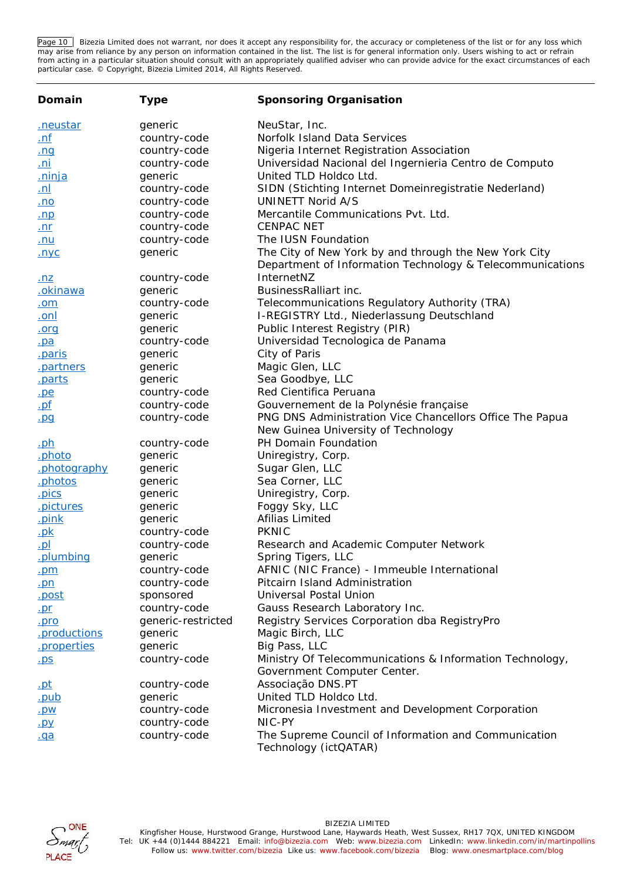| Domain | Type | Sponsoring Organisation |
|---|---|---|
| .neustar | generic | NeuStar, Inc. |
| .nf | country-code | Norfolk Island Data Services |
| .ng | country-code | Nigeria Internet Registration Association |
| .ni | country-code | Universidad Nacional del Ingernieria Centro de Computo |
| .ninja | generic | United TLD Holdco Ltd. |
| .nl | country-code | SIDN (Stichting Internet Domeinregistratie Nederland) |
| .no | country-code | UNINETT Norid A/S |
| .np | country-code | Mercantile Communications Pvt. Ltd. |
| .nr | country-code | CENPAC NET |
| .nu | country-code | The IUSN Foundation |
| .nyc | generic | The City of New York by and through the New York City Department of Information Technology & Telecommunications |
| .nz | country-code | InternetNZ |
| .okinawa | generic | BusinessRalliart inc. |
| .om | country-code | Telecommunications Regulatory Authority (TRA) |
| .onl | generic | I-REGISTRY Ltd., Niederlassung Deutschland |
| .org | generic | Public Interest Registry (PIR) |
| .pa | country-code | Universidad Tecnologica de Panama |
| .paris | generic | City of Paris |
| .partners | generic | Magic Glen, LLC |
| .parts | generic | Sea Goodbye, LLC |
| .pe | country-code | Red Cientifica Peruana |
| .pf | country-code | Gouvernement de la Polynésie française |
| .pg | country-code | PNG DNS Administration Vice Chancellors Office The Papua New Guinea University of Technology |
| .ph | country-code | PH Domain Foundation |
| .photo | generic | Uniregistry, Corp. |
| .photography | generic | Sugar Glen, LLC |
| .photos | generic | Sea Corner, LLC |
| .pics | generic | Uniregistry, Corp. |
| .pictures | generic | Foggy Sky, LLC |
| .pink | generic | Afilias Limited |
| .pk | country-code | PKNIC |
| .pl | country-code | Research and Academic Computer Network |
| .plumbing | generic | Spring Tigers, LLC |
| .pm | country-code | AFNIC (NIC France) - Immeuble International |
| .pn | country-code | Pitcairn Island Administration |
| .post | sponsored | Universal Postal Union |
| .pr | country-code | Gauss Research Laboratory Inc. |
| .pro | generic-restricted | Registry Services Corporation dba RegistryPro |
| .productions | generic | Magic Birch, LLC |
| .properties | generic | Big Pass, LLC |
| .ps | country-code | Ministry Of Telecommunications & Information Technology, Government Computer Center. |
| .pt | country-code | Associação DNS.PT |
| .pub | generic | United TLD Holdco Ltd. |
| .pw | country-code | Micronesia Investment and Development Corporation |
| .py | country-code | NIC-PY |
| .qa | country-code | The Supreme Council of Information and Communication Technology (ictQATAR) |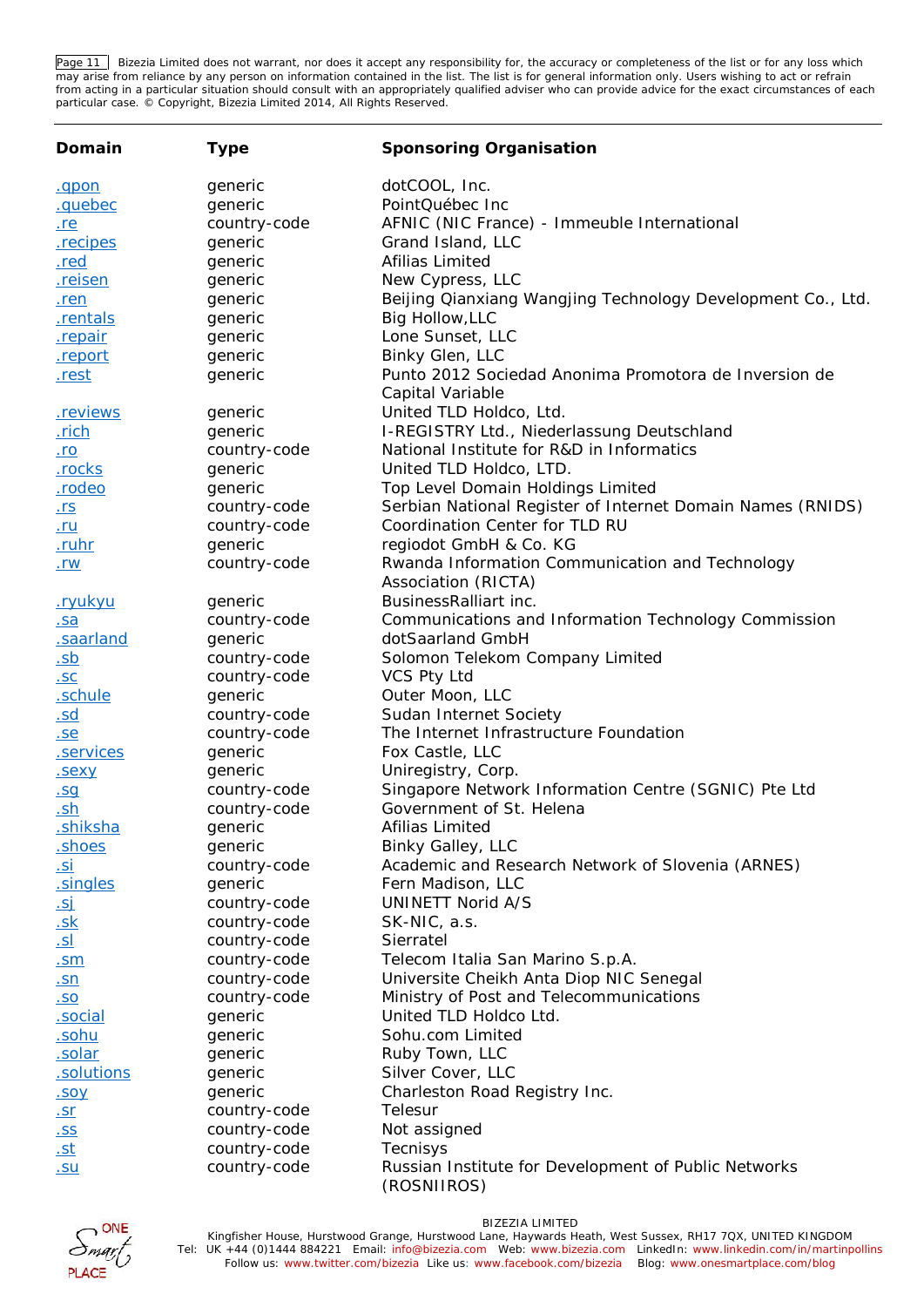Bizezia Limited does not warrant, nor does it accept any responsibility for, the accuracy or completeness of the list or for any loss which may arise from reliance by any person on information contained in the list. The list is for general information only. Users wishing to act or refrain from acting in a particular situation should consult with an appropriately qualified adviser who can provide advice for the exact circumstances of each particular case. © Copyright, Bizezia Limited 2014, All Rights Reserved.

| Domain | Type | Sponsoring Organisation |
|---|---|---|
| .qpon | generic | dotCOOL, Inc. |
| .quebec | generic | PointQuébec Inc |
| .re | country-code | AFNIC (NIC France) - Immeuble International |
| .recipes | generic | Grand Island, LLC |
| .red | generic | Afilias Limited |
| .reisen | generic | New Cypress, LLC |
| .ren | generic | Beijing Qianxiang Wangjing Technology Development Co., Ltd. |
| .rentals | generic | Big Hollow,LLC |
| .repair | generic | Lone Sunset, LLC |
| .report | generic | Binky Glen, LLC |
| .rest | generic | Punto 2012 Sociedad Anonima Promotora de Inversion de Capital Variable |
| .reviews | generic | United TLD Holdco, Ltd. |
| .rich | generic | I-REGISTRY Ltd., Niederlassung Deutschland |
| .ro | country-code | National Institute for R&D in Informatics |
| .rocks | generic | United TLD Holdco, LTD. |
| .rodeo | generic | Top Level Domain Holdings Limited |
| .rs | country-code | Serbian National Register of Internet Domain Names (RNIDS) |
| .ru | country-code | Coordination Center for TLD RU |
| .ruhr | generic | regiodot GmbH & Co. KG |
| .rw | country-code | Rwanda Information Communication and Technology Association (RICTA) |
| .ryukyu | generic | BusinessRalliart inc. |
| .sa | country-code | Communications and Information Technology Commission |
| .saarland | generic | dotSaarland GmbH |
| .sb | country-code | Solomon Telekom Company Limited |
| .sc | country-code | VCS Pty Ltd |
| .schule | generic | Outer Moon, LLC |
| .sd | country-code | Sudan Internet Society |
| .se | country-code | The Internet Infrastructure Foundation |
| .services | generic | Fox Castle, LLC |
| .sexy | generic | Uniregistry, Corp. |
| .sg | country-code | Singapore Network Information Centre (SGNIC) Pte Ltd |
| .sh | country-code | Government of St. Helena |
| .shiksha | generic | Afilias Limited |
| .shoes | generic | Binky Galley, LLC |
| .si | country-code | Academic and Research Network of Slovenia (ARNES) |
| .singles | generic | Fern Madison, LLC |
| .sj | country-code | UNINETT Norid A/S |
| .sk | country-code | SK-NIC, a.s. |
| .sl | country-code | Sierratel |
| .sm | country-code | Telecom Italia San Marino S.p.A. |
| .sn | country-code | Universite Cheikh Anta Diop NIC Senegal |
| .so | country-code | Ministry of Post and Telecommunications |
| .social | generic | United TLD Holdco Ltd. |
| .sohu | generic | Sohu.com Limited |
| .solar | generic | Ruby Town, LLC |
| .solutions | generic | Silver Cover, LLC |
| .soy | generic | Charleston Road Registry Inc. |
| .sr | country-code | Telesur |
| .ss | country-code | Not assigned |
| .st | country-code | Tecnisys |
| .su | country-code | Russian Institute for Development of Public Networks (ROSNIIROS) |

BIZEZIA LIMITED
Kingfisher House, Hurstwood Grange, Hurstwood Lane, Haywards Heath, West Sussex, RH17 7QX, UNITED KINGDOM
Tel: UK +44 (0)1444 884221 Email: info@bizezia.com Web: www.bizezia.com LinkedIn: www.linkedin.com/in/martinpollins
Follow us: www.twitter.com/bizezia Like us: www.facebook.com/bizezia Blog: www.onesmartplace.com/blog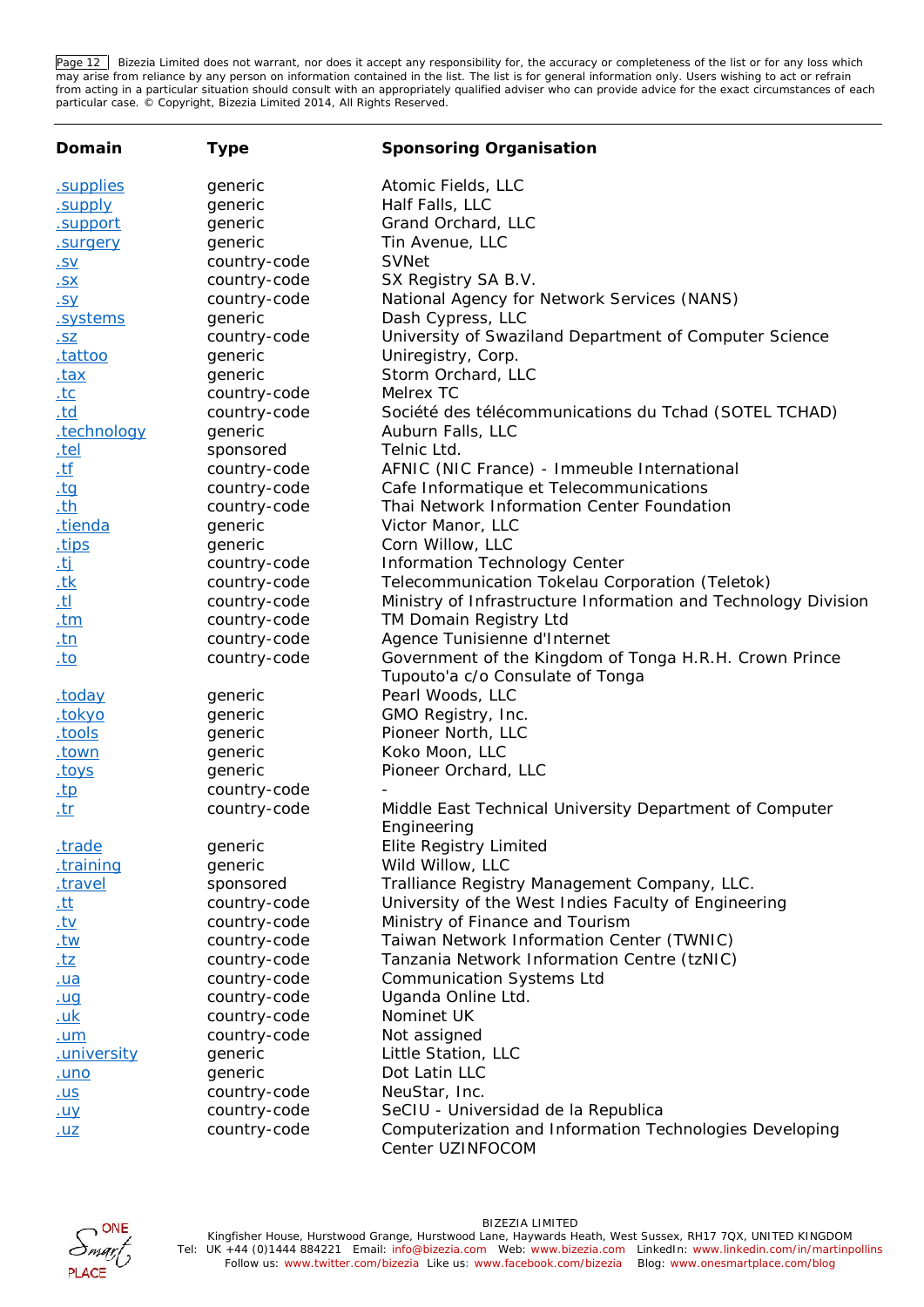Page 12 Bizezia Limited does not warrant, nor does it accept any responsibility for, the accuracy or completeness of the list or for any loss which may arise from reliance by any person on information contained in the list. The list is for general information only. Users wishing to act or refrain from acting in a particular situation should consult with an appropriately qualified adviser who can provide advice for the exact circumstances of each particular case. © Copyright, Bizezia Limited 2014, All Rights Reserved.

| Domain | Type | Sponsoring Organisation |
|---|---|---|
| .supplies | generic | Atomic Fields, LLC |
| .supply | generic | Half Falls, LLC |
| .support | generic | Grand Orchard, LLC |
| .surgery | generic | Tin Avenue, LLC |
| .sv | country-code | SVNet |
| .sx | country-code | SX Registry SA B.V. |
| .sy | country-code | National Agency for Network Services (NANS) |
| .systems | generic | Dash Cypress, LLC |
| .sz | country-code | University of Swaziland Department of Computer Science |
| .tattoo | generic | Uniregistry, Corp. |
| .tax | generic | Storm Orchard, LLC |
| .tc | country-code | Melrex TC |
| .td | country-code | Société des télécommunications du Tchad (SOTEL TCHAD) |
| .technology | generic | Auburn Falls, LLC |
| .tel | sponsored | Telnic Ltd. |
| .tf | country-code | AFNIC (NIC France) - Immeuble International |
| .tg | country-code | Cafe Informatique et Telecommunications |
| .th | country-code | Thai Network Information Center Foundation |
| .tienda | generic | Victor Manor, LLC |
| .tips | generic | Corn Willow, LLC |
| .tj | country-code | Information Technology Center |
| .tk | country-code | Telecommunication Tokelau Corporation (Teletok) |
| .tl | country-code | Ministry of Infrastructure Information and Technology Division |
| .tm | country-code | TM Domain Registry Ltd |
| .tn | country-code | Agence Tunisienne d'Internet |
| .to | country-code | Government of the Kingdom of Tonga H.R.H. Crown Prince Tupouto'a c/o Consulate of Tonga |
| .today | generic | Pearl Woods, LLC |
| .tokyo | generic | GMO Registry, Inc. |
| .tools | generic | Pioneer North, LLC |
| .town | generic | Koko Moon, LLC |
| .toys | generic | Pioneer Orchard, LLC |
| .tp | country-code | - |
| .tr | country-code | Middle East Technical University Department of Computer Engineering |
| .trade | generic | Elite Registry Limited |
| .training | generic | Wild Willow, LLC |
| .travel | sponsored | Tralliance Registry Management Company, LLC. |
| .tt | country-code | University of the West Indies Faculty of Engineering |
| .tv | country-code | Ministry of Finance and Tourism |
| .tw | country-code | Taiwan Network Information Center (TWNIC) |
| .tz | country-code | Tanzania Network Information Centre (tzNIC) |
| .ua | country-code | Communication Systems Ltd |
| .ug | country-code | Uganda Online Ltd. |
| .uk | country-code | Nominet UK |
| .um | country-code | Not assigned |
| .university | generic | Little Station, LLC |
| .uno | generic | Dot Latin LLC |
| .us | country-code | NeuStar, Inc. |
| .uy | country-code | SeCIU - Universidad de la Republica |
| .uz | country-code | Computerization and Information Technologies Developing Center UZINFOCOM |

BIZEZIA LIMITED
Kingfisher House, Hurstwood Grange, Hurstwood Lane, Haywards Heath, West Sussex, RH17 7QX, UNITED KINGDOM
Tel: UK +44 (0)1444 884221 Email: info@bizezia.com Web: www.bizezia.com LinkedIn: www.linkedin.com/in/martinpollins
Follow us: www.twitter.com/bizezia Like us: www.facebook.com/bizezia Blog: www.onesmartplace.com/blog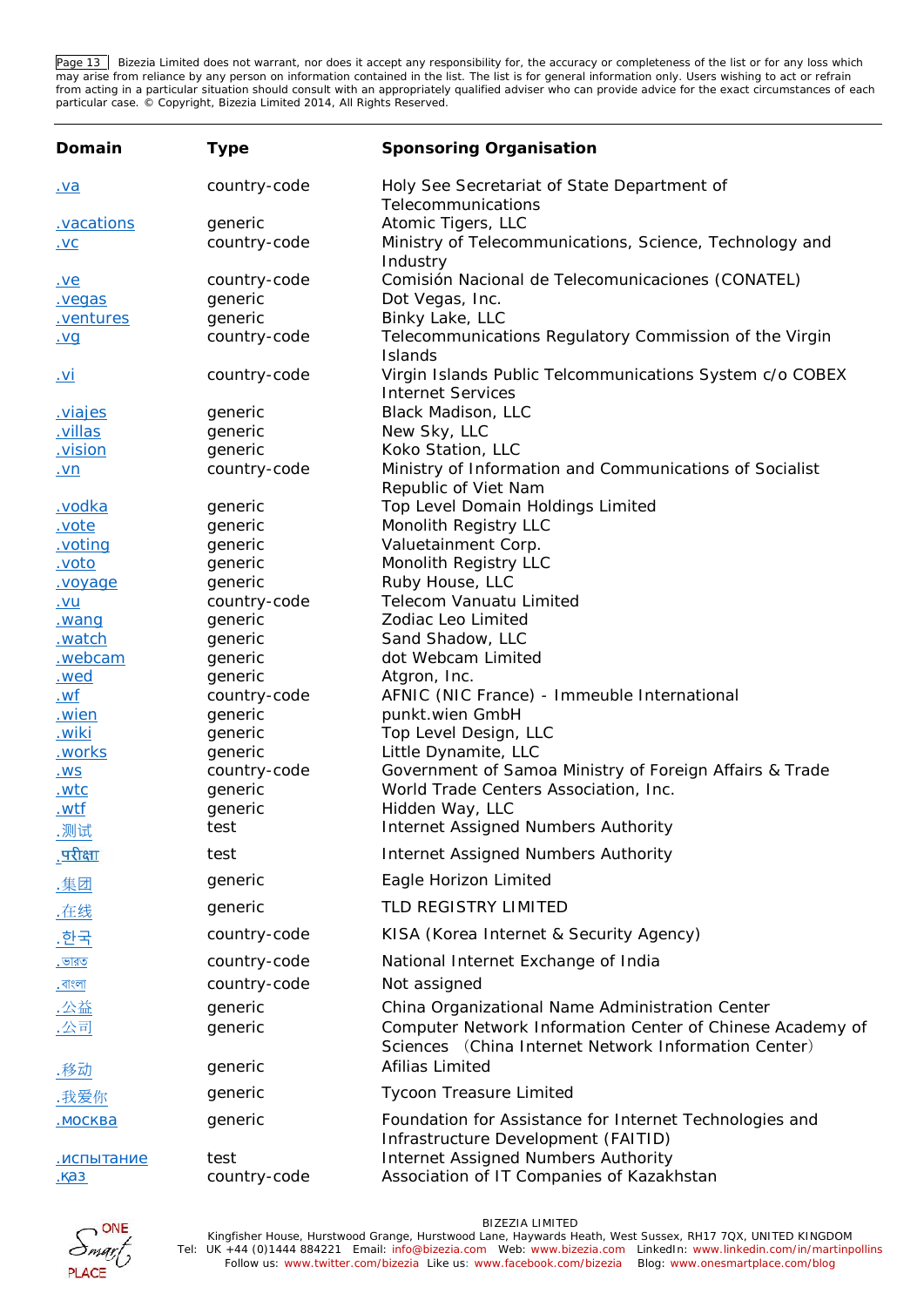Bizezia Limited does not warrant, nor does it accept any responsibility for, the accuracy or completeness of the list or for any loss which may arise from reliance by any person on information contained in the list. The list is for general information only. Users wishing to act or refrain from acting in a particular situation should consult with an appropriately qualified adviser who can provide advice for the exact circumstances of each particular case. © Copyright, Bizezia Limited 2014, All Rights Reserved.

| Domain | Type | Sponsoring Organisation |
|---|---|---|
| .va | country-code | Holy See Secretariat of State Department of Telecommunications |
| .vacations | generic | Atomic Tigers, LLC |
| .vc | country-code | Ministry of Telecommunications, Science, Technology and Industry |
| .ve | country-code | Comisión Nacional de Telecomunicaciones (CONATEL) |
| .vegas | generic | Dot Vegas, Inc. |
| .ventures | generic | Binky Lake, LLC |
| .vg | country-code | Telecommunications Regulatory Commission of the Virgin Islands |
| .vi | country-code | Virgin Islands Public Telcommunications System c/o COBEX Internet Services |
| .viajes | generic | Black Madison, LLC |
| .villas | generic | New Sky, LLC |
| .vision | generic | Koko Station, LLC |
| .vn | country-code | Ministry of Information and Communications of Socialist Republic of Viet Nam |
| .vodka | generic | Top Level Domain Holdings Limited |
| .vote | generic | Monolith Registry LLC |
| .voting | generic | Valuetainment Corp. |
| .voto | generic | Monolith Registry LLC |
| .voyage | generic | Ruby House, LLC |
| .vu | country-code | Telecom Vanuatu Limited |
| .wang | generic | Zodiac Leo Limited |
| .watch | generic | Sand Shadow, LLC |
| .webcam | generic | dot Webcam Limited |
| .wed | generic | Atgron, Inc. |
| .wf | country-code | AFNIC (NIC France) - Immeuble International |
| .wien | generic | punkt.wien GmbH |
| .wiki | generic | Top Level Design, LLC |
| .works | generic | Little Dynamite, LLC |
| .ws | country-code | Government of Samoa Ministry of Foreign Affairs & Trade |
| .wtc | generic | World Trade Centers Association, Inc. |
| .wtf | generic | Hidden Way, LLC |
| .测试 | test | Internet Assigned Numbers Authority |
| .परीक्षा | test | Internet Assigned Numbers Authority |
| .集团 | generic | Eagle Horizon Limited |
| .在线 | generic | TLD REGISTRY LIMITED |
| .한국 | country-code | KISA (Korea Internet & Security Agency) |
| .ভারত | country-code | National Internet Exchange of India |
| .বাংলা | country-code | Not assigned |
| .公益 | generic | China Organizational Name Administration Center |
| .公司 | generic | Computer Network Information Center of Chinese Academy of Sciences （China Internet Network Information Center） |
| .移动 | generic | Afilias Limited |
| .我爱你 | generic | Tycoon Treasure Limited |
| .москва | generic | Foundation for Assistance for Internet Technologies and Infrastructure Development (FAITID) |
| .испытание | test | Internet Assigned Numbers Authority |
| .қаз | country-code | Association of IT Companies of Kazakhstan |

BIZEZIA LIMITED
Kingfisher House, Hurstwood Grange, Hurstwood Lane, Haywards Heath, West Sussex, RH17 7QX, UNITED KINGDOM
Tel: UK +44 (0)1444 884221 Email: info@bizezia.com Web: www.bizezia.com LinkedIn: www.linkedin.com/in/martinpollins
Follow us: www.twitter.com/bizezia Like us: www.facebook.com/bizezia Blog: www.onesmartplace.com/blog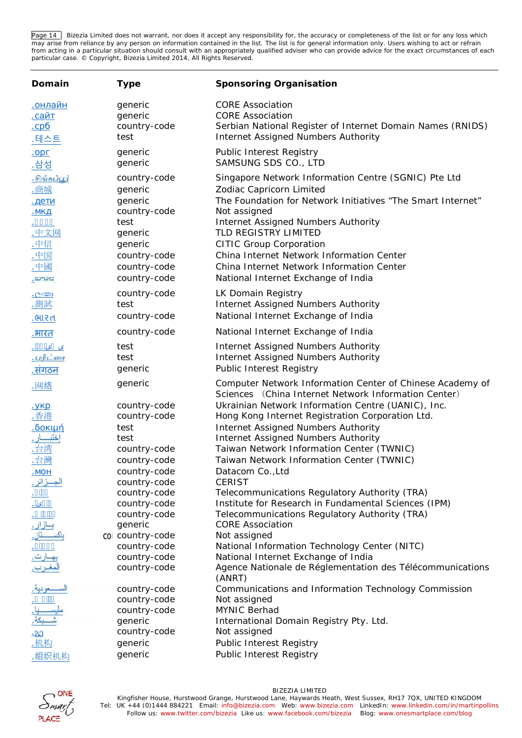| Domain | Type | Sponsoring Organisation |
|---|---|---|
| .онлайн | generic | CORE Association |
| .сайт | generic | CORE Association |
| .срб | country-code | Serbian National Register of Internet Domain Names (RNIDS) |
| .테스트 | test | Internet Assigned Numbers Authority |
| .орг | generic | Public Interest Registry |
| .삼성 | generic | SAMSUNG SDS CO., LTD |
| .சிங்கப்பூர் | country-code | Singapore Network Information Centre (SGNIC) Pte Ltd |
| .商城 | generic | Zodiac Capricorn Limited |
| .дети | generic | The Foundation for Network Initiatives “The Smart Internet” |
| .мкд | country-code | Not assigned |
| .טעסט | test | Internet Assigned Numbers Authority |
| .中文网 | generic | TLD REGISTRY LIMITED |
| .中信 | generic | CITIC Group Corporation |
| .中国 | country-code | China Internet Network Information Center |
| .中國 | country-code | China Internet Network Information Center |
| .ভারত | country-code | National Internet Exchange of India |
| .ලංකා | country-code | LK Domain Registry |
| .測試 | test | Internet Assigned Numbers Authority |
| .ભારત | country-code | National Internet Exchange of India |
| .भारत | country-code | National Internet Exchange of India |
| .آزمایشی | test | Internet Assigned Numbers Authority |
| .பரிட்சை | test | Internet Assigned Numbers Authority |
| .संगठन | generic | Public Interest Registry |
| .网络 | generic | Computer Network Information Center of Chinese Academy of Sciences （China Internet Network Information Center） |
| .укр | country-code | Ukrainian Network Information Centre (UANIC), Inc. |
| .香港 | country-code | Hong Kong Internet Registration Corporation Ltd. |
| .δοκιμή | test | Internet Assigned Numbers Authority |
| .إختبار | test | Internet Assigned Numbers Authority |
| .台湾 | country-code | Taiwan Network Information Center (TWNIC) |
| .台灣 | country-code | Taiwan Network Information Center (TWNIC) |
| .мон | country-code | Datacom Co.,Ltd |
| .الجزائر | country-code | CERIST |
| .عمان | country-code | Telecommunications Regulatory Authority (TRA) |
| .ایران | country-code | Institute for Research in Fundamental Sciences (IPM) |
| .امارات | country-code | Telecommunications Regulatory Authority (TRA) |
| .بازار | generic | CORE Association |
| .پاکستان | country-code | Not assigned |
| .الاردن | country-code | National Information Technology Center (NITC) |
| .بھارت | country-code | National Internet Exchange of India |
| .المغرب | country-code | Agence Nationale de Réglementation des Télécommunications (ANRT) |
| .السعودية | country-code | Communications and Information Technology Commission |
| .سودان | country-code | Not assigned |
| .مليسيا | country-code | MYNIC Berhad |
| .شبكة | generic | International Domain Registry Pty. Ltd. |
| .გე | country-code | Not assigned |
| .机构 | generic | Public Interest Registry |
| .组织机构 | generic | Public Interest Registry |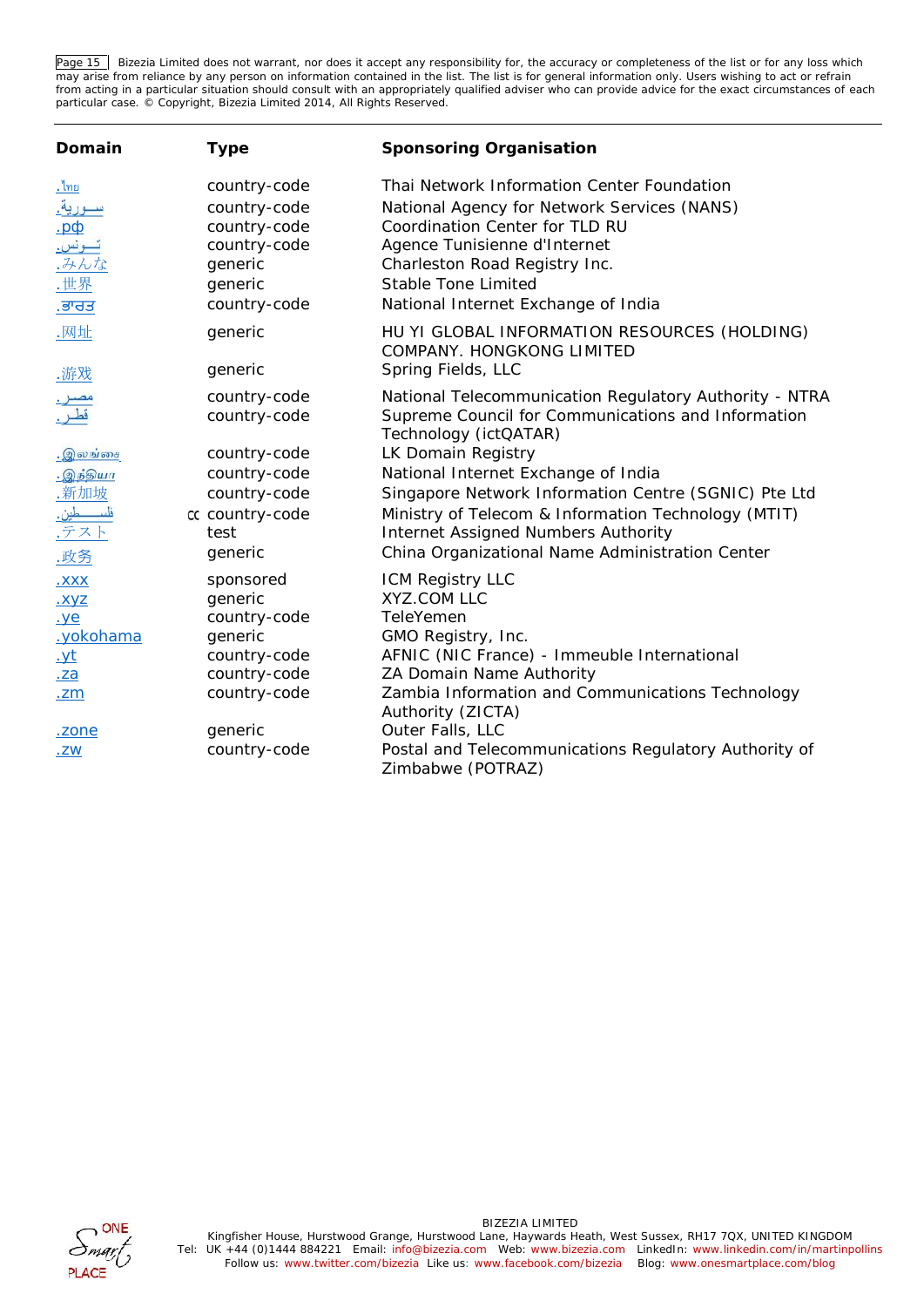Page 15 Bizezia Limited does not warrant, nor does it accept any responsibility for, the accuracy or completeness of the list or for any loss which may arise from reliance by any person on information contained in the list. The list is for general information only. Users wishing to act or refrain from acting in a particular situation should consult with an appropriately qualified adviser who can provide advice for the exact circumstances of each particular case. © Copyright, Bizezia Limited 2014, All Rights Reserved.

| Domain | Type | Sponsoring Organisation |
|---|---|---|
| .ไทย | country-code | Thai Network Information Center Foundation |
| .سورية | country-code | National Agency for Network Services (NANS) |
| .рф | country-code | Coordination Center for TLD RU |
| .تونس | country-code | Agence Tunisienne d'Internet |
| .みんな | generic | Charleston Road Registry Inc. |
| .世界 | generic | Stable Tone Limited |
| .ਭਾਰਤ | country-code | National Internet Exchange of India |
| .网址 | generic | HU YI GLOBAL INFORMATION RESOURCES (HOLDING) COMPANY. HONGKONG LIMITED |
| .游戏 | generic | Spring Fields, LLC |
| .مصر | country-code | National Telecommunication Regulatory Authority - NTRA |
| .قطر | country-code | Supreme Council for Communications and Information Technology (ictQATAR) |
| .இலங்கை | country-code | LK Domain Registry |
| .இந்தியா | country-code | National Internet Exchange of India |
| .新加坡 | country-code | Singapore Network Information Centre (SGNIC) Pte Ltd |
| .فلسطين | country-code | Ministry of Telecom & Information Technology (MTIT) |
| .テスト | test | Internet Assigned Numbers Authority |
| .政务 | generic | China Organizational Name Administration Center |
| .xxx | sponsored | ICM Registry LLC |
| .xyz | generic | XYZ.COM LLC |
| .ye | country-code | TeleYemen |
| .yokohama | generic | GMO Registry, Inc. |
| .yt | country-code | AFNIC (NIC France) - Immeuble International |
| .za | country-code | ZA Domain Name Authority |
| .zm | country-code | Zambia Information and Communications Technology Authority (ZICTA) |
| .zone | generic | Outer Falls, LLC |
| .zw | country-code | Postal and Telecommunications Regulatory Authority of Zimbabwe (POTRAZ) |

BIZEZIA LIMITED
Kingfisher House, Hurstwood Grange, Hurstwood Lane, Haywards Heath, West Sussex, RH17 7QX, UNITED KINGDOM
Tel: UK +44 (0)1444 884221 Email: info@bizezia.com Web: www.bizezia.com LinkedIn: www.linkedin.com/in/martinpollins
Follow us: www.twitter.com/bizezia Like us: www.facebook.com/bizezia Blog: www.onesmartplace.com/blog